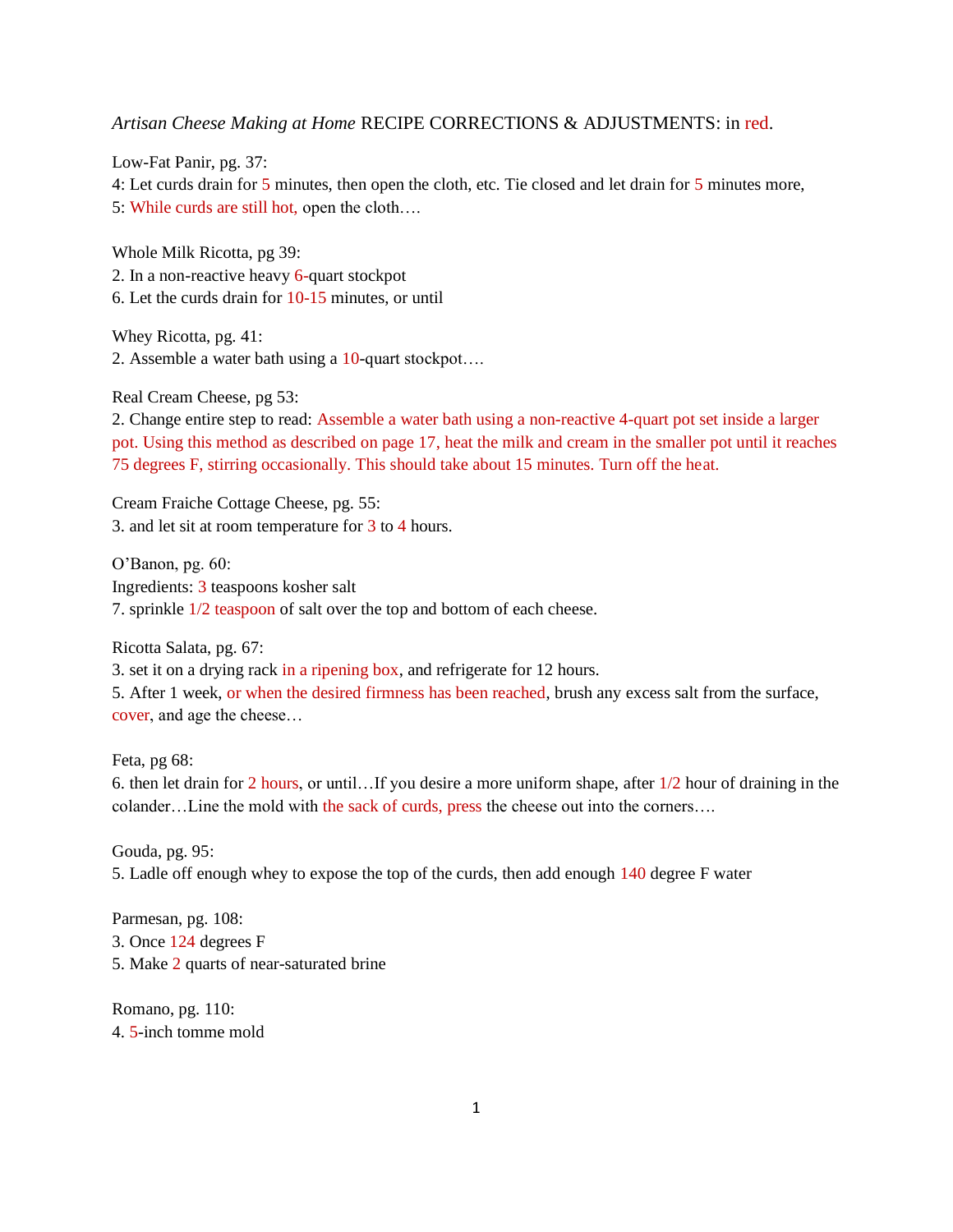*Artisan Cheese Making at Home* RECIPE CORRECTIONS & ADJUSTMENTS: in red.

Low-Fat Panir, pg. 37:
4: Let curds drain for 5 minutes, then open the cloth, etc. Tie closed and let drain for 5 minutes more,
5: While curds are still hot, open the cloth….

Whole Milk Ricotta, pg 39:
2. In a non-reactive heavy 6-quart stockpot
6. Let the curds drain for 10-15 minutes, or until

Whey Ricotta, pg. 41:
2. Assemble a water bath using a 10-quart stockpot….

Real Cream Cheese, pg 53:
2. Change entire step to read: Assemble a water bath using a non-reactive 4-quart pot set inside a larger pot. Using this method as described on page 17, heat the milk and cream in the smaller pot until it reaches 75 degrees F, stirring occasionally. This should take about 15 minutes. Turn off the heat.

Cream Fraiche Cottage Cheese, pg. 55:
3. and let sit at room temperature for 3 to 4 hours.

O'Banon, pg. 60:
Ingredients: 3 teaspoons kosher salt
7. sprinkle 1/2 teaspoon of salt over the top and bottom of each cheese.

Ricotta Salata, pg. 67:
3. set it on a drying rack in a ripening box, and refrigerate for 12 hours.
5. After 1 week, or when the desired firmness has been reached, brush any excess salt from the surface, cover, and age the cheese…

Feta, pg 68:
6. then let drain for 2 hours, or until…If you desire a more uniform shape, after 1/2 hour of draining in the colander…Line the mold with the sack of curds, press the cheese out into the corners….

Gouda, pg. 95:
5. Ladle off enough whey to expose the top of the curds, then add enough 140 degree F water

Parmesan, pg. 108:
3. Once 124 degrees F
5. Make 2 quarts of near-saturated brine

Romano, pg. 110:
4. 5-inch tomme mold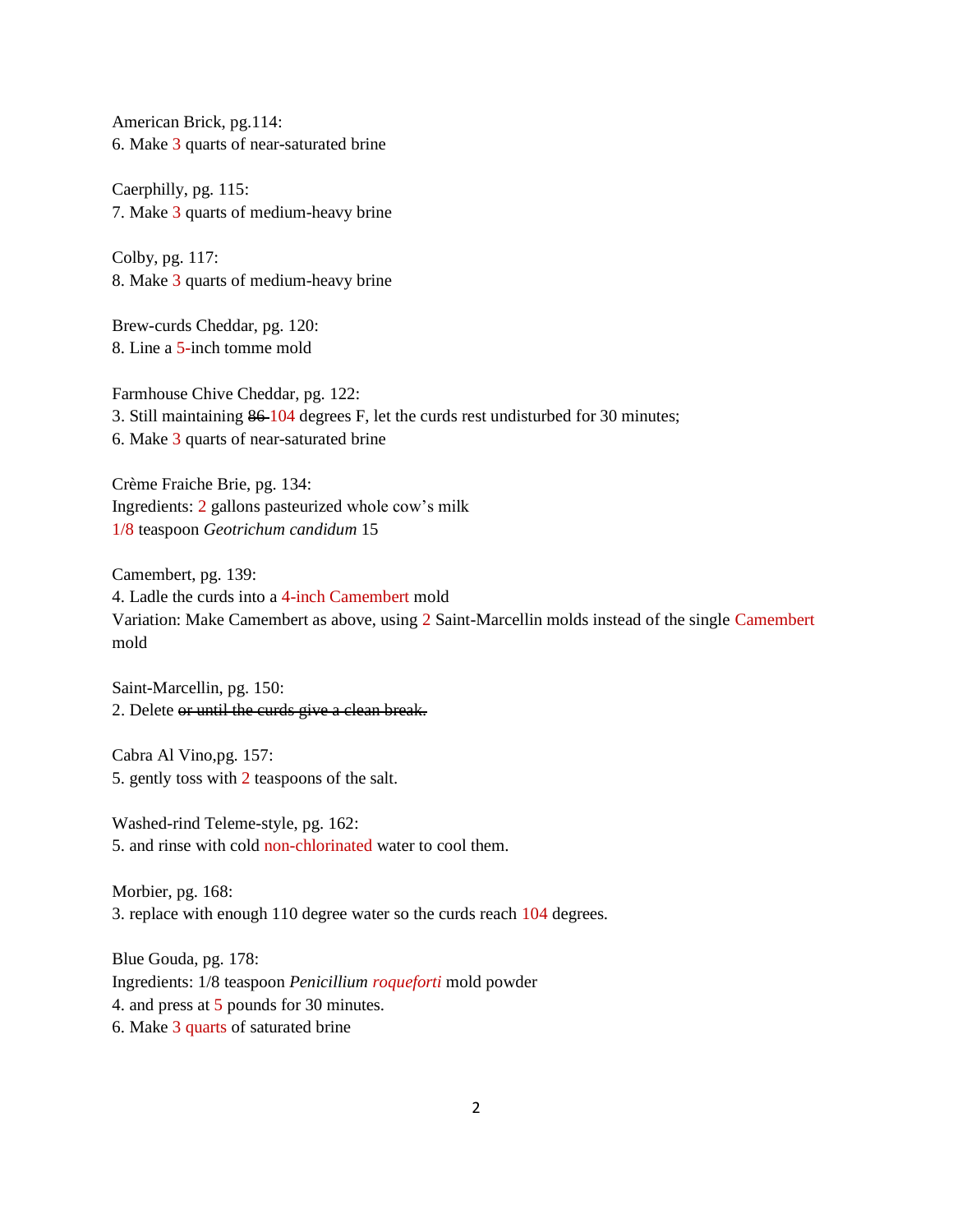American Brick, pg.114:
6. Make 3 quarts of near-saturated brine

Caerphilly, pg. 115:
7. Make 3 quarts of medium-heavy brine

Colby, pg. 117:
8. Make 3 quarts of medium-heavy brine

Brew-curds Cheddar, pg. 120:
8. Line a 5-inch tomme mold

Farmhouse Chive Cheddar, pg. 122:
3. Still maintaining ~~86~~ 104 degrees F, let the curds rest undisturbed for 30 minutes;
6. Make 3 quarts of near-saturated brine

Crème Fraiche Brie, pg. 134:
Ingredients: 2 gallons pasteurized whole cow's milk
1/8 teaspoon *Geotrichum candidum* 15

Camembert, pg. 139:
4. Ladle the curds into a 4-inch Camembert mold
Variation: Make Camembert as above, using 2 Saint-Marcellin molds instead of the single Camembert mold

Saint-Marcellin, pg. 150:
2. Delete ~~or until the curds give a clean break.~~

Cabra Al Vino,pg. 157:
5. gently toss with 2 teaspoons of the salt.

Washed-rind Teleme-style, pg. 162:
5. and rinse with cold non-chlorinated water to cool them.

Morbier, pg. 168:
3. replace with enough 110 degree water so the curds reach 104 degrees.

Blue Gouda, pg. 178:
Ingredients: 1/8 teaspoon *Penicillium roqueforti* mold powder
4. and press at 5 pounds for 30 minutes.
6. Make 3 quarts of saturated brine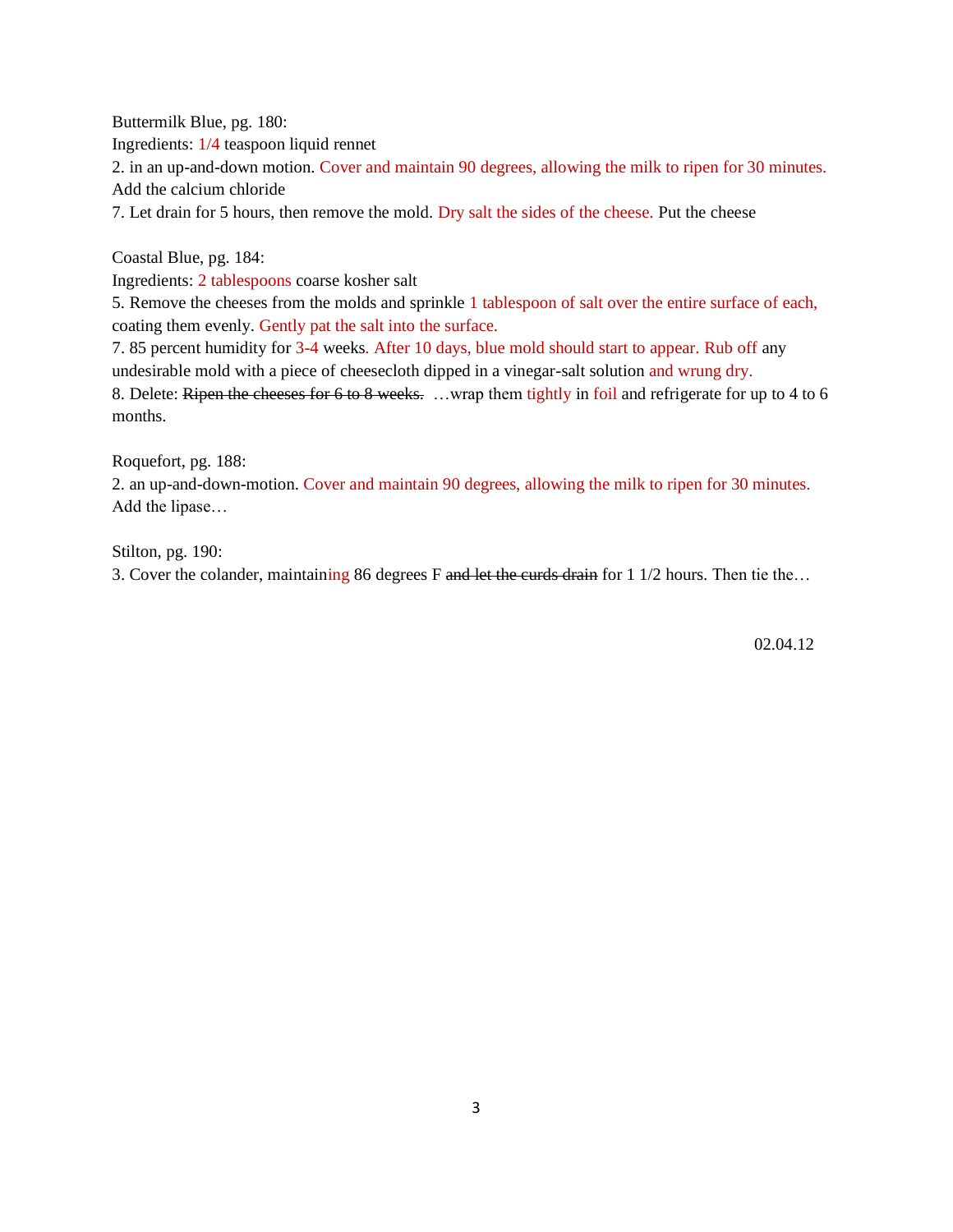Buttermilk Blue, pg. 180:
Ingredients: 1/4 teaspoon liquid rennet
2. in an up-and-down motion. Cover and maintain 90 degrees, allowing the milk to ripen for 30 minutes. Add the calcium chloride
7. Let drain for 5 hours, then remove the mold. Dry salt the sides of the cheese. Put the cheese

Coastal Blue, pg. 184:
Ingredients: 2 tablespoons coarse kosher salt
5. Remove the cheeses from the molds and sprinkle 1 tablespoon of salt over the entire surface of each, coating them evenly. Gently pat the salt into the surface.
7. 85 percent humidity for 3-4 weeks. After 10 days, blue mold should start to appear. Rub off any undesirable mold with a piece of cheesecloth dipped in a vinegar-salt solution and wrung dry.
8. Delete: ~~Ripen the cheeses for 6 to 8 weeks.~~ …wrap them tightly in foil and refrigerate for up to 4 to 6 months.

Roquefort, pg. 188:
2. an up-and-down-motion. Cover and maintain 90 degrees, allowing the milk to ripen for 30 minutes. Add the lipase…

Stilton, pg. 190:
3. Cover the colander, maintaining 86 degrees F ~~and let the curds drain~~ for 1 1/2 hours. Then tie the…

02.04.12